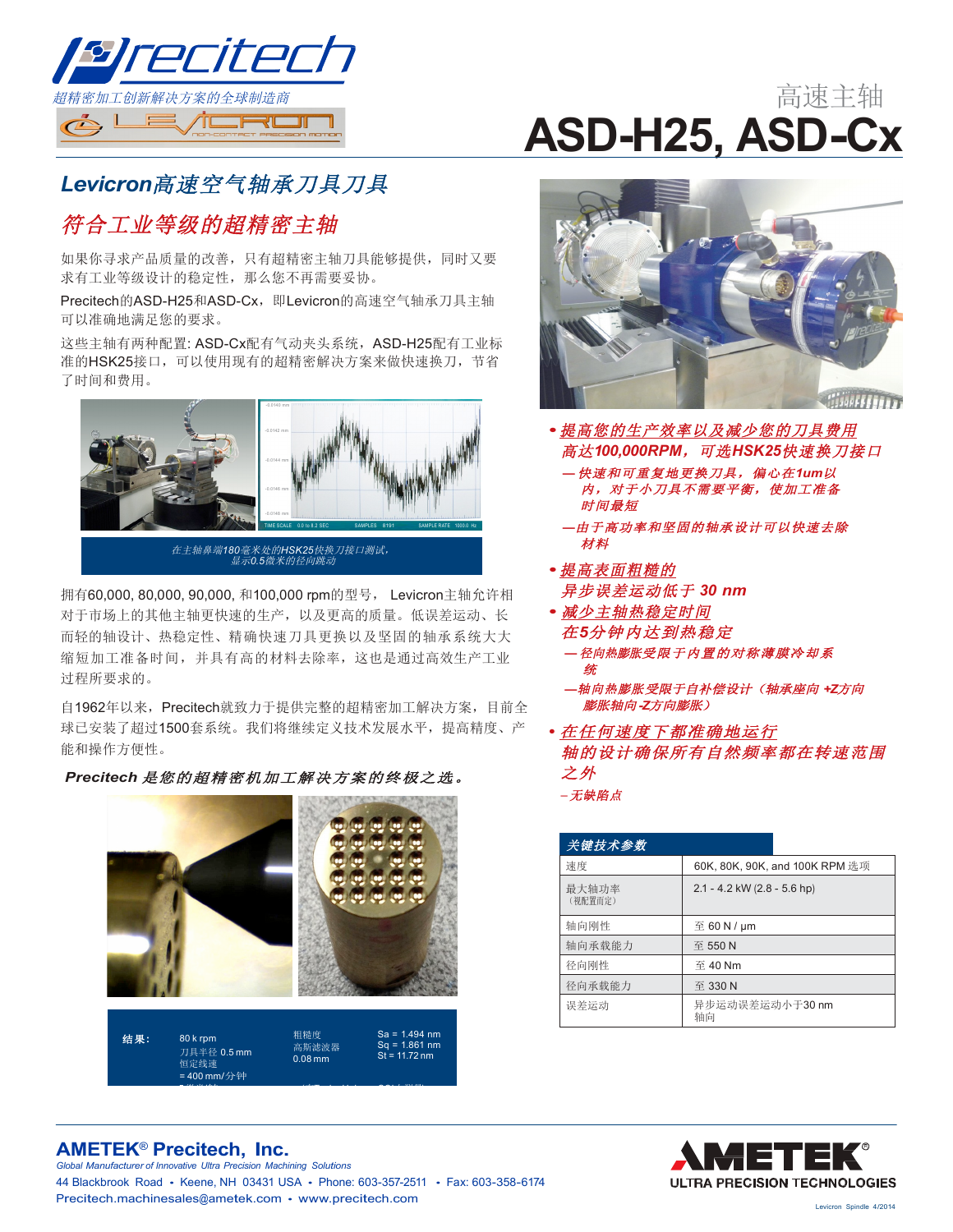Precitech

超精密加工创新解决方案的全球制造商

LEVICRON NON-CONTACT PRECISION MOTION

高速主轴

# ASD-H25, ASD-Cx

## Levicron高速空气轴承刀具刀具

## 符合工业等级的超精密主轴

如果你寻求产品质量的改善，只有超精密主轴刀具能够提供，同时又要求有工业等级设计的稳定性，那么您不再需要妥协。

Precitech的ASD-H25和ASD-Cx，即Levicron的高速空气轴承刀具主轴可以准确地满足您的要求。

这些主轴有两种配置: ASD-Cx配有气动夹头系统，ASD-H25配有工业标准的HSK25接口，可以使用现有的超精密解决方案来做快速换刀，节省了时间和费用。

*在主轴鼻端180毫米处的HSK25快换刀接口测试，显示0.5微米的径向跳动*

拥有60,000, 80,000, 90,000, 和100,000 rpm的型号， Levicron主轴允许相对于市场上的其他主轴更快速的生产，以及更高的质量。低误差运动、长而轻的轴设计、热稳定性、精确快速刀具更换以及坚固的轴承系统大大缩短加工准备时间，并具有高的材料去除率，这也是通过高效生产工业过程所要求的。

自1962年以来，Precitech就致力于提供完整的超精密加工解决方案，目前全球已安装了超过1500套系统。我们将继续定义技术发展水平，提高精度、产能和操作方便性。

***Precitech 是您的超精密机加工解决方案的终极之选。***

| 结果: | 80 k rpm<br>刀具半径 0.5 mm<br>恒定线速<br>= 400 mm/分钟 | 粗糙度<br>高斯滤波器<br>0.08 mm | Sa = 1.494 nm<br>Sq = 1.861 nm<br>St = 11.72 nm |
|---|---|---|---|

- ***提高您的生产效率以及减少您的刀具费用***
  ***高达100,000RPM， 可选HSK25快速换刀接口***
  - *—快速和可重复地更换刀具，偏心在1um以内，对于小刀具不需要平衡，使加工准备时间最短*
  - *—由于高功率和坚固的轴承设计可以快速去除材料*
- ***提高表面粗糙的***
  ***异步误差运动低于 30 nm***
- ***减少主轴热稳定时间***
  ***在5分钟内达到热稳定***
  - *—径向热膨胀受限于内置的对称薄膜冷却系统*
  - *—轴向热膨胀受限于自补偿设计（轴承座向 +Z方向膨胀轴向-Z方向膨胀）*
- ***在任何速度下都准确地运行***
  ***轴的设计确保所有自然频率都在转速范围之外***
  *–无缺陷点*

| 关键技术参数 | |
|---|---|
| 速度 | 60K, 80K, 90K, and 100K RPM 选项 |
| 最大轴功率<br>（视配置而定） | 2.1 - 4.2 kW (2.8 - 5.6 hp) |
| 轴向刚性 | 至 60 N / μm |
| 轴向承载能力 | 至 550 N |
| 径向刚性 | 至 40 Nm |
| 径向承载能力 | 至 330 N |
| 误差运动 | 异步运动误差运动小于30 nm<br>轴向 |

**AMETEK® Precitech, Inc.**

*Global Manufacturer of Innovative Ultra Precision Machining Solutions*

44 Blackbrook Road • Keene, NH 03431 USA • Phone: 603-357-2511 • Fax: 603-358-6174

Precitech.machinesales@ametek.com • www.precitech.com

AMETEK ULTRA PRECISION TECHNOLOGIES

Levicron Spindle 4/2014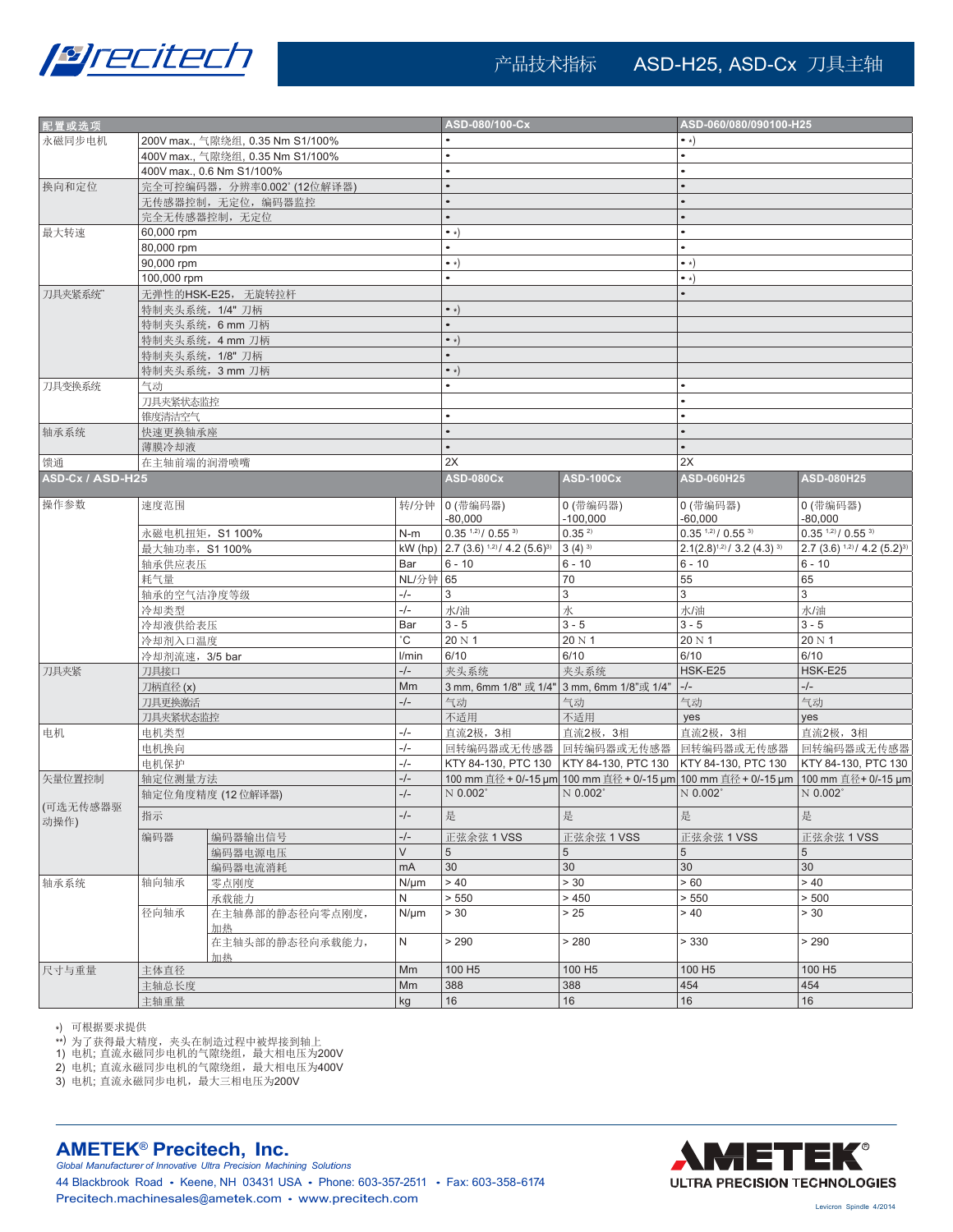产品技术指标　ASD-H25, ASD-Cx 刀具主轴

| 配置或选项 | | ASD-080/100-Cx | ASD-060/080/090100-H25 |
|---|---|---|---|
| 永磁同步电机 | 200V max., 气隙绕组, 0.35 Nm S1/100% | • | • *) |
| | 400V max., 气隙绕组, 0.35 Nm S1/100% | • | • |
| | 400V max., 0.6 Nm S1/100% | • | • |
| 换向和定位 | 完全可控编码器，分辨率0.002˚ (12位解译器) | • | • |
| | 无传感器控制，无定位，编码器监控 | • | • |
| | 完全无传感器控制，无定位 | • | • |
| 最大转速 | 60,000 rpm | • *) | • |
| | 80,000 rpm | • | • |
| | 90,000 rpm | • *) | • *) |
| | 100,000 rpm | • | • *) |
| 刀具夹紧系统** | 无弹性的HSK-E25，无旋转拉杆 | | • |
| | 特制夹头系统，1/4" 刀柄 | • *) | |
| | 特制夹头系统，6 mm 刀柄 | • | |
| | 特制夹头系统，4 mm 刀柄 | • *) | |
| | 特制夹头系统，1/8" 刀柄 | • | |
| | 特制夹头系统，3 mm 刀柄 | • *) | |
| 刀具变换系统 | 气动 | • | • |
| | 刀具夹紧状态监控 | | • |
| | 锥度清洁空气 | • | • |
| 轴承系统 | 快速更换轴承座 | • | • |
| | 薄膜冷却液 | • | • |
| 馈通 | 在主轴前端的润滑喷嘴 | 2X | 2X |

| ASD-Cx / ASD-H25 | | | | ASD-080Cx | ASD-100Cx | ASD-060H25 | ASD-080H25 |
|---|---|---|---|---|---|---|---|
| 操作参数 | 速度范围 | | 转/分钟 | 0 (带编码器) -80,000 | 0 (带编码器) -100,000 | 0 (带编码器) -60,000 | 0 (带编码器) -80,000 |
| | 永磁电机扭矩，S1 100% | | N-m | 0.35 1,2)/ 0.55 3) | 0.35 2) | 0.35 1,2)/ 0.55 3) | 0.35 1,2)/ 0.55 3) |
| | 最大轴功率，S1 100% | | kW (hp) | 2.7 (3.6) 1,2)/ 4.2 (5.6)3) | 3 (4) 3) | 2.1(2.8)1,2)/ 3.2 (4.3) 3) | 2.7 (3.6) 1,2)/ 4.2 (5.2)3) |
| | 轴承供应表压 | | Bar | 6 - 10 | 6 - 10 | 6 - 10 | 6 - 10 |
| | 耗气量 | | NL/分钟 | 65 | 70 | 55 | 65 |
| | 轴承的空气洁净度等级 | | -/- | 3 | 3 | 3 | 3 |
| | 冷却类型 | | -/- | 水/油 | 水 | 水/油 | 水/油 |
| | 冷却液供给表压 | | Bar | 3 - 5 | 3 - 5 | 3 - 5 | 3 - 5 |
| | 冷却剂入口温度 | | ˚C | 20 N 1 | 20 N 1 | 20 N 1 | 20 N 1 |
| | 冷却剂流速，3/5 bar | | l/min | 6/10 | 6/10 | 6/10 | 6/10 |
| 刀具夹紧 | 刀具接口 | | -/- | 夹头系统 | 夹头系统 | HSK-E25 | HSK-E25 |
| | 刀柄直径 (x) | | Mm | 3 mm, 6mm 1/8" 或 1/4" | 3 mm, 6mm 1/8"或 1/4" | -/- | -/- |
| | 刀具更换激活 | | -/- | 气动 | 气动 | 气动 | 气动 |
| | 刀具夹紧状态监控 | | | 不适用 | 不适用 | yes | yes |
| 电机 | 电机类型 | | -/- | 直流2极，3相 | 直流2极，3相 | 直流2极，3相 | 直流2极，3相 |
| | 电机换向 | | -/- | 回转编码器或无传感器 | 回转编码器或无传感器 | 回转编码器或无传感器 | 回转编码器或无传感器 |
| | 电机保护 | | -/- | KTY 84-130, PTC 130 | KTY 84-130, PTC 130 | KTY 84-130, PTC 130 | KTY 84-130, PTC 130 |
| 矢量位置控制 (可选无传感器驱动操作) | 轴定位测量方法 | | -/- | 100 mm 直径 + 0/-15 μm | 100 mm 直径 + 0/-15 μm | 100 mm 直径 + 0/-15 μm | 100 mm 直径+ 0/-15 μm |
| | 轴定位角度精度 (12 位解译器) | | -/- | N 0.002˚ | N 0.002˚ | N 0.002˚ | N 0.002˚ |
| | 指示 | | -/- | 是 | 是 | 是 | 是 |
| | 编码器 | 编码器输出信号 | -/- | 正弦余弦 1 VSS | 正弦余弦 1 VSS | 正弦余弦 1 VSS | 正弦余弦 1 VSS |
| | | 编码器电源电压 | V | 5 | 5 | 5 | 5 |
| | | 编码器电流消耗 | mA | 30 | 30 | 30 | 30 |
| 轴承系统 | 轴向轴承 | 零点刚度 | N/μm | > 40 | > 30 | > 60 | > 40 |
| | | 承载能力 | N | > 550 | > 450 | > 550 | > 500 |
| | 径向轴承 | 在主轴鼻部的静态径向零点刚度，加热 | N/μm | > 30 | > 25 | > 40 | > 30 |
| | | 在主轴头部的静态径向承载能力，加热 | N | > 290 | > 280 | > 330 | > 290 |
| 尺寸与重量 | 主体直径 | | Mm | 100 H5 | 100 H5 | 100 H5 | 100 H5 |
| | 主轴总长度 | | Mm | 388 | 388 | 454 | 454 |
| | 主轴重量 | | kg | 16 | 16 | 16 | 16 |

*) 可根据要求提供
**) 为了获得最大精度，夹头在制造过程中被焊接到轴上
1) 电机; 直流永磁同步电机的气隙绕组，最大相电压为200V
2) 电机; 直流永磁同步电机的气隙绕组，最大相电压为400V
3) 电机; 直流永磁同步电机，最大三相电压为200V

**AMETEK® Precitech, Inc.**
*Global Manufacturer of Innovative Ultra Precision Machining Solutions*
44 Blackbrook Road • Keene, NH 03431 USA • Phone: 603-357-2511 • Fax: 603-358-6174
Precitech.machinesales@ametek.com • www.precitech.com

AMETEK® ULTRA PRECISION TECHNOLOGIES

Levicron Spindle 4/2014